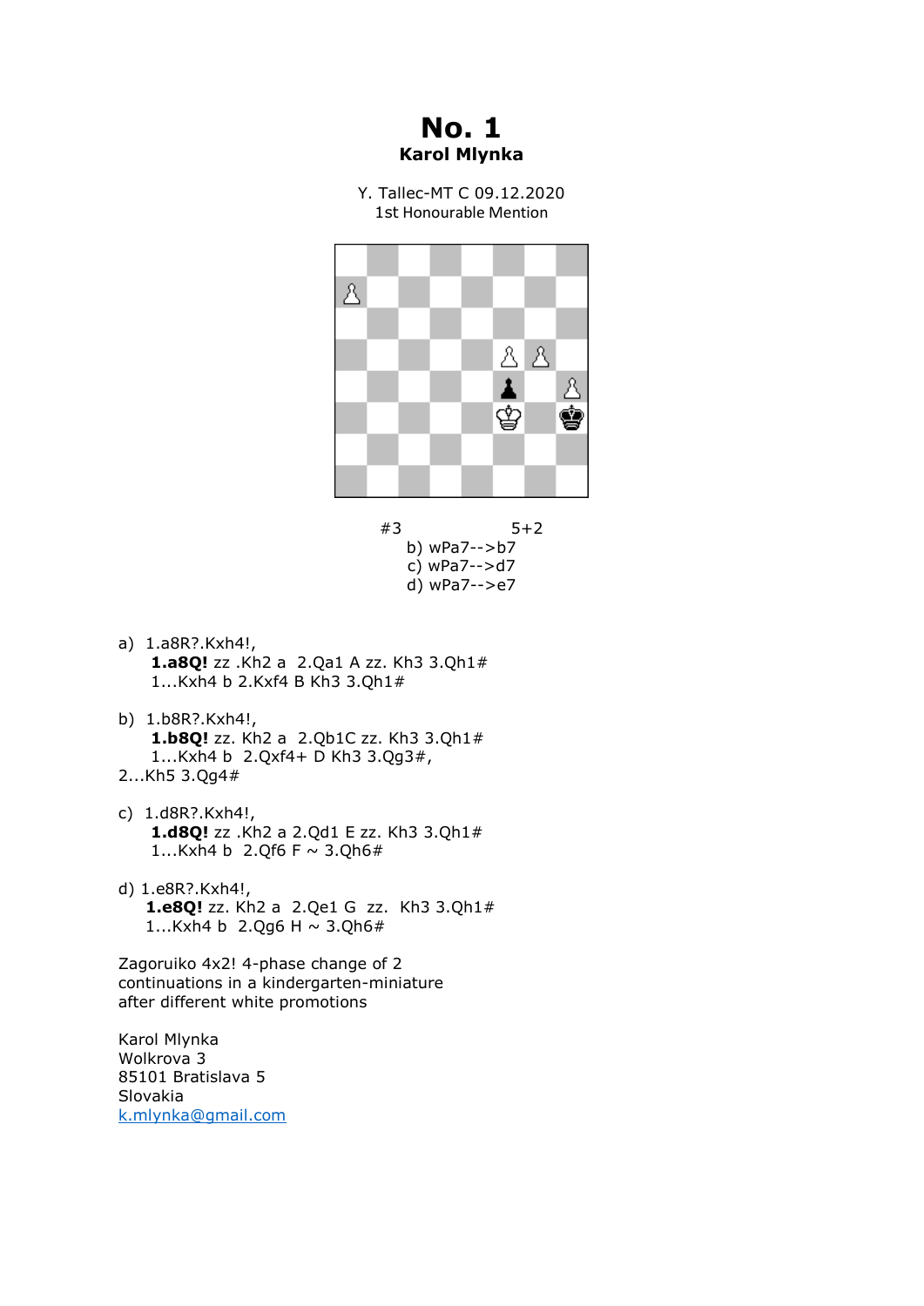# No. 1

**Karol Mlynka**

Y. Tallec-MT C 09.12.2020
1st Honourable Mention

#3 5+2

b) wPa7-->b7
c) wPa7-->d7
d) wPa7-->e7

a) 1.a8R?.Kxh4!,
**1.a8Q!** zz .Kh2 a 2.Qa1 A zz. Kh3 3.Qh1#
1...Kxh4 b 2.Kxf4 B Kh3 3.Qh1#

b) 1.b8R?.Kxh4!,
**1.b8Q!** zz. Kh2 a 2.Qb1C zz. Kh3 3.Qh1#
1...Kxh4 b 2.Qxf4+ D Kh3 3.Qg3#,
2...Kh5 3.Qg4#

c) 1.d8R?.Kxh4!,
**1.d8Q!** zz .Kh2 a 2.Qd1 E zz. Kh3 3.Qh1#
1...Kxh4 b 2.Qf6 F ~ 3.Qh6#

d) 1.e8R?.Kxh4!,
**1.e8Q!** zz. Kh2 a 2.Qe1 G zz. Kh3 3.Qh1#
1...Kxh4 b 2.Qg6 H ~ 3.Qh6#

Zagoruiko 4x2! 4-phase change of 2 continuations in a kindergarten-miniature after different white promotions

Karol Mlynka
Wolkrova 3
85101 Bratislava 5
Slovakia
k.mlynka@gmail.com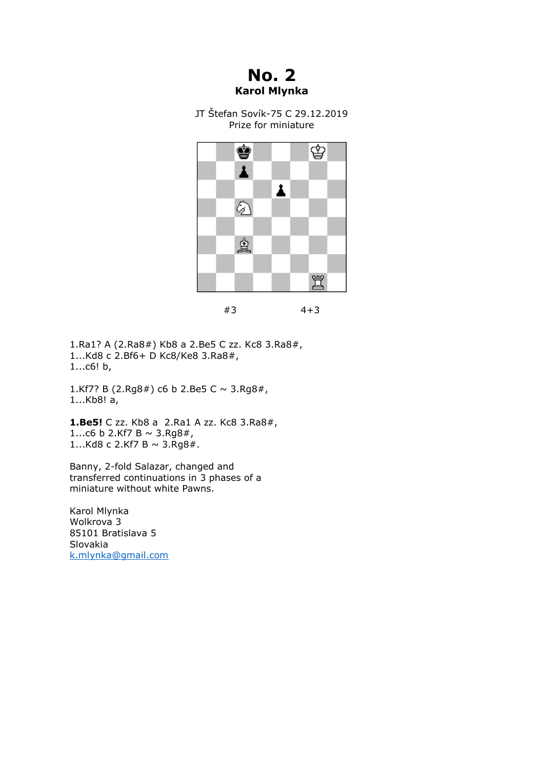# No. 2

**Karol Mlynka**

JT Štefan Sovík-75 C 29.12.2019
Prize for miniature

#3 4+3

1.Ra1? A (2.Ra8#) Kb8 a 2.Be5 C zz. Kc8 3.Ra8#,
1...Kd8 c 2.Bf6+ D Kc8/Ke8 3.Ra8#,
1...c6! b,

1.Kf7? B (2.Rg8#) c6 b 2.Be5 C ~ 3.Rg8#,
1...Kb8! a,

**1.Be5!** C zz. Kb8 a 2.Ra1 A zz. Kc8 3.Ra8#,
1...c6 b 2.Kf7 B ~ 3.Rg8#,
1...Kd8 c 2.Kf7 B ~ 3.Rg8#.

Banny, 2-fold Salazar, changed and transferred continuations in 3 phases of a miniature without white Pawns.

Karol Mlynka
Wolkrova 3
85101 Bratislava 5
Slovakia
k.mlynka@gmail.com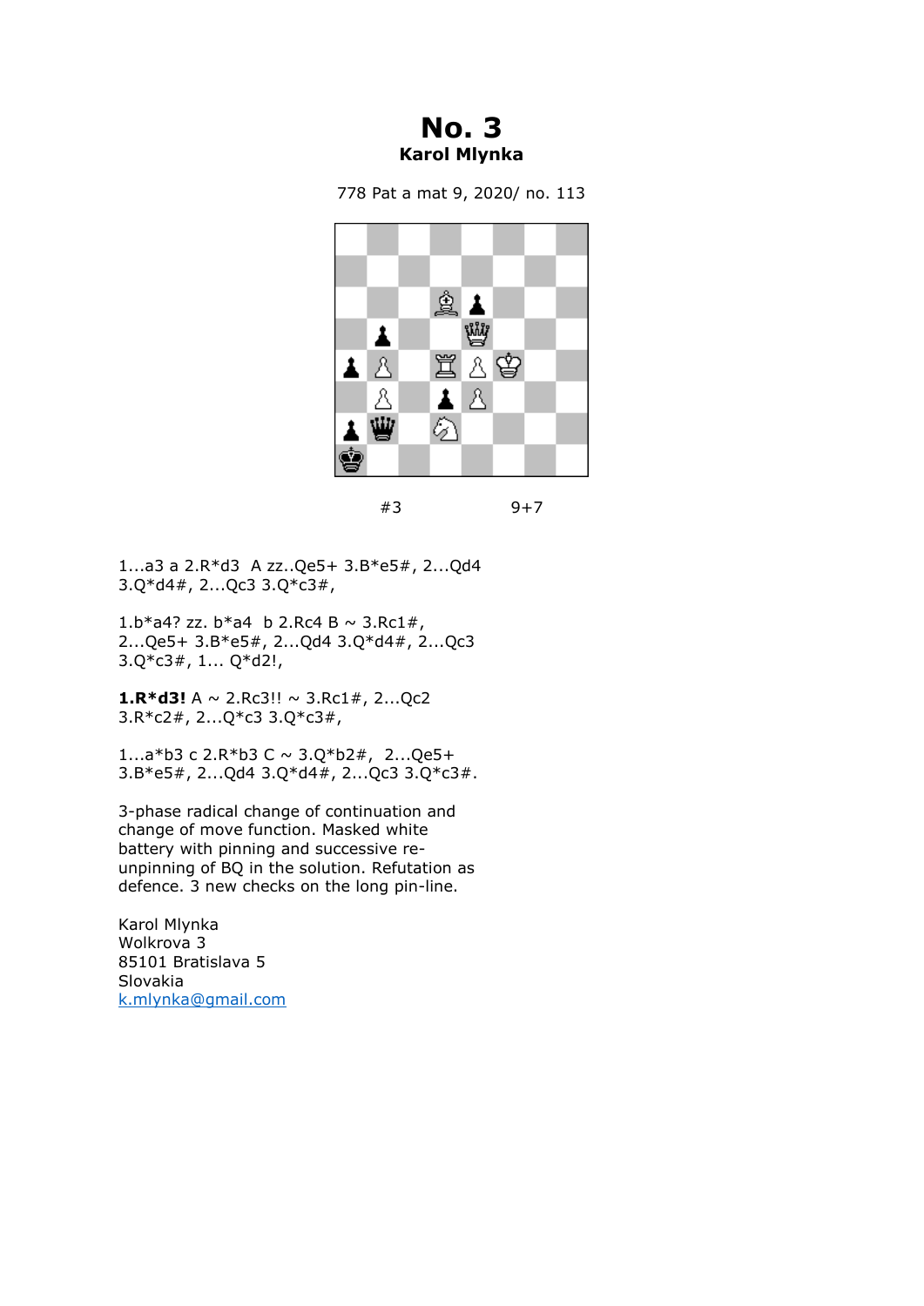# No. 3

**Karol Mlynka**

778 Pat a mat 9, 2020/ no. 113

#3 9+7

1...a3 a 2.R*d3 A zz..Qe5+ 3.B*e5#, 2...Qd4 3.Q*d4#, 2...Qc3 3.Q*c3#,

1.b*a4? zz. b*a4 b 2.Rc4 B ~ 3.Rc1#, 2...Qe5+ 3.B*e5#, 2...Qd4 3.Q*d4#, 2...Qc3 3.Q*c3#, 1... Q*d2!,

**1.R*d3!** A ~ 2.Rc3!! ~ 3.Rc1#, 2...Qc2 3.R*c2#, 2...Q*c3 3.Q*c3#,

1...a*b3 c 2.R*b3 C ~ 3.Q*b2#, 2...Qe5+ 3.B*e5#, 2...Qd4 3.Q*d4#, 2...Qc3 3.Q*c3#.

3-phase radical change of continuation and change of move function. Masked white battery with pinning and successive re-unpinning of BQ in the solution. Refutation as defence. 3 new checks on the long pin-line.

Karol Mlynka
Wolkrova 3
85101 Bratislava 5
Slovakia
k.mlynka@gmail.com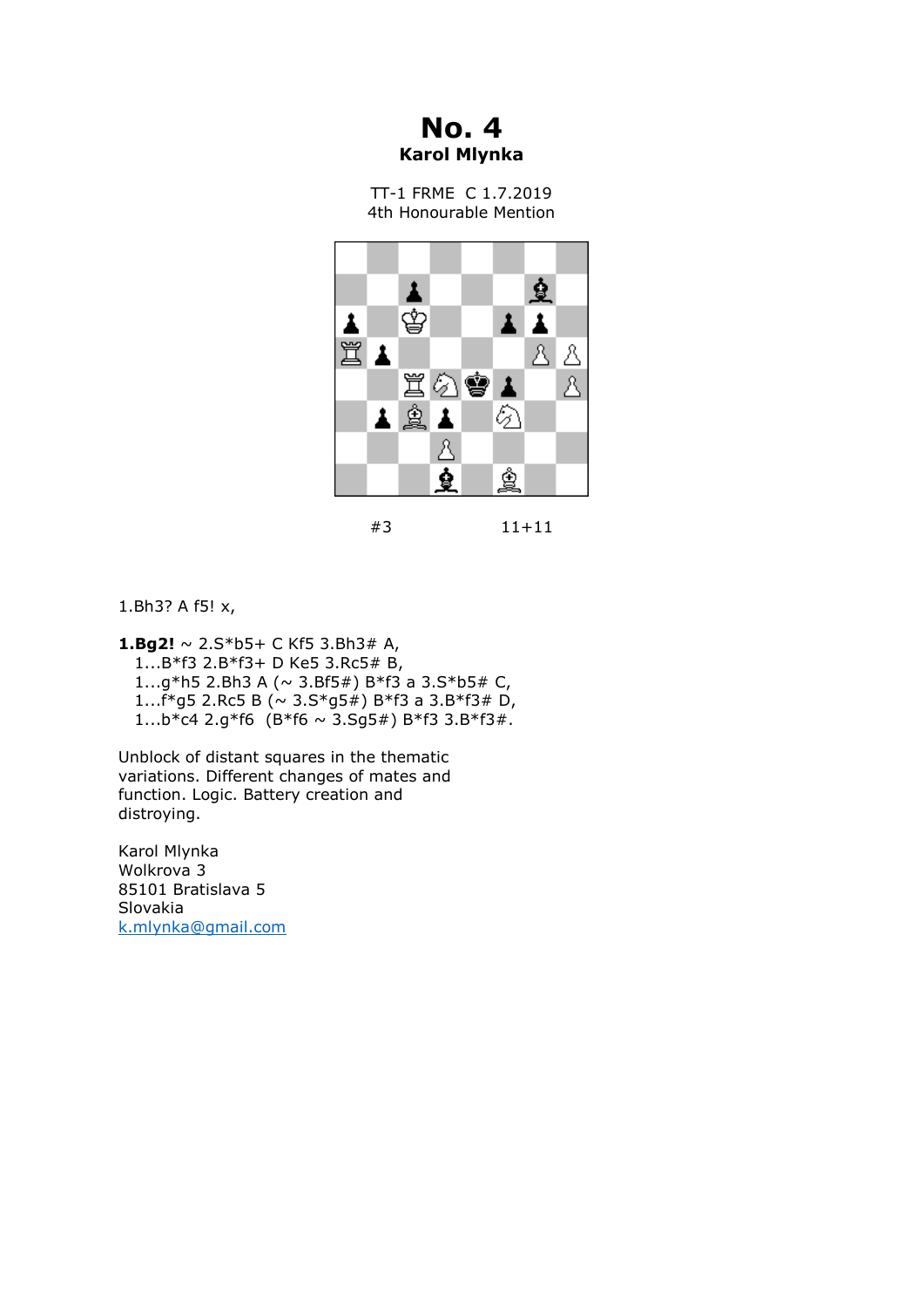# No. 4

**Karol Mlynka**

TT-1 FRME C 1.7.2019
4th Honourable Mention

#3 11+11

1.Bh3? A f5! x,

**1.Bg2!** ~ 2.S*b5+ C Kf5 3.Bh3# A,
1...B*f3 2.B*f3+ D Ke5 3.Rc5# B,
1...g*h5 2.Bh3 A (~ 3.Bf5#) B*f3 a 3.S*b5# C,
1...f*g5 2.Rc5 B (~ 3.S*g5#) B*f3 a 3.B*f3# D,
1...b*c4 2.g*f6 (B*f6 ~ 3.Sg5#) B*f3 3.B*f3#.

Unblock of distant squares in the thematic variations. Different changes of mates and function. Logic. Battery creation and distroying.

Karol Mlynka
Wolkrova 3
85101 Bratislava 5
Slovakia
k.mlynka@gmail.com